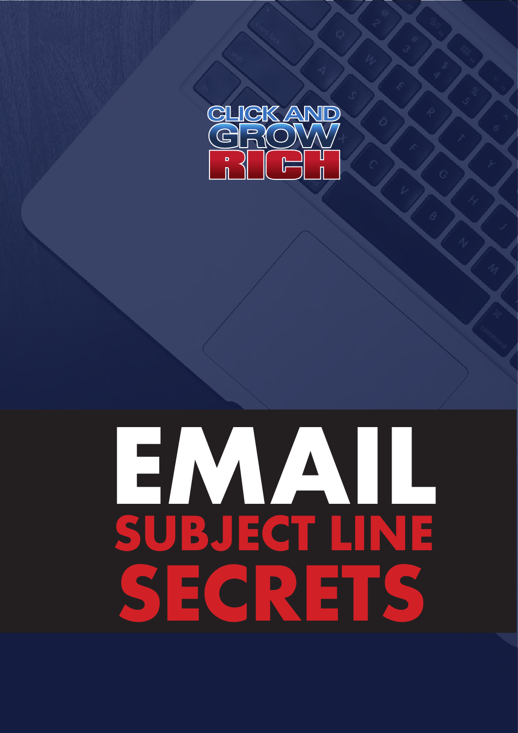CLICK AND GROW RICH

# EMAIL SUBJECT LINE SECRETS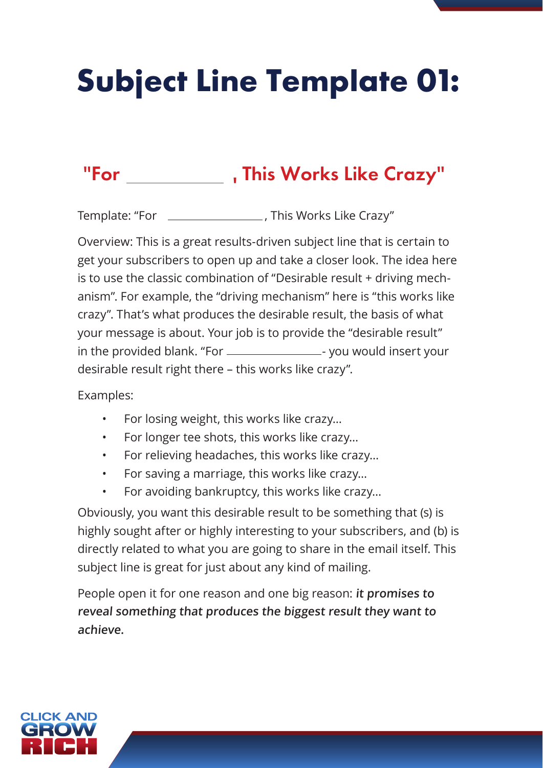# Subject Line Template 01:

## "For ____________ , This Works Like Crazy"

Template: "For ________________, This Works Like Crazy"

Overview: This is a great results-driven subject line that is certain to get your subscribers to open up and take a closer look. The idea here is to use the classic combination of "Desirable result + driving mechanism". For example, the "driving mechanism" here is "this works like crazy". That's what produces the desirable result, the basis of what your message is about. Your job is to provide the "desirable result" in the provided blank. "For ________________- you would insert your desirable result right there – this works like crazy".

Examples:

- For losing weight, this works like crazy...
- For longer tee shots, this works like crazy...
- For relieving headaches, this works like crazy...
- For saving a marriage, this works like crazy...
- For avoiding bankruptcy, this works like crazy...

Obviously, you want this desirable result to be something that (s) is highly sought after or highly interesting to your subscribers, and (b) is directly related to what you are going to share in the email itself. This subject line is great for just about any kind of mailing.

People open it for one reason and one big reason: ***it promises to reveal something that produces the biggest result they want to achieve.***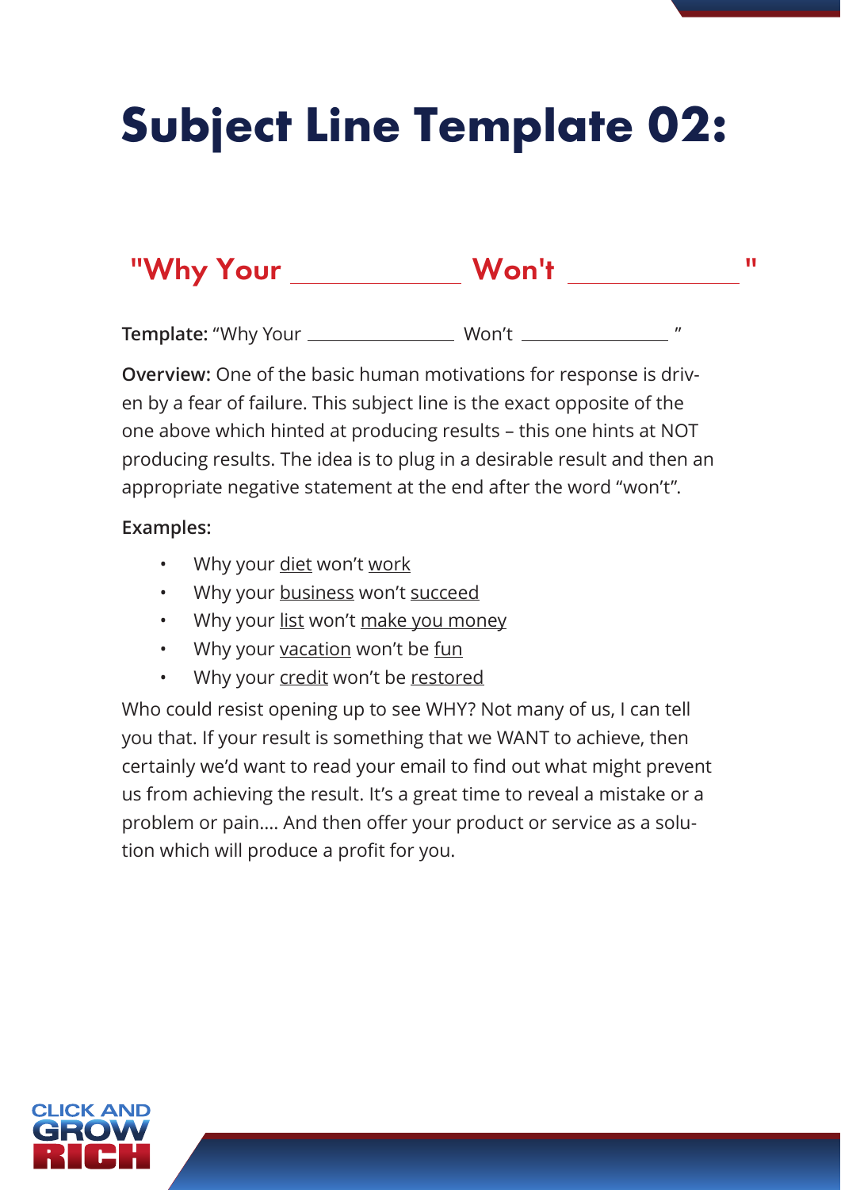# Subject Line Template 02:

## "Why Your ____________ Won't ____________"

**Template:** "Why Your ____________ Won't ____________"

**Overview:** One of the basic human motivations for response is driven by a fear of failure. This subject line is the exact opposite of the one above which hinted at producing results – this one hints at NOT producing results. The idea is to plug in a desirable result and then an appropriate negative statement at the end after the word "won't".

**Examples:**

- Why your <u>diet</u> won't <u>work</u>
- Why your <u>business</u> won't <u>succeed</u>
- Why your <u>list</u> won't <u>make you money</u>
- Why your <u>vacation</u> won't be <u>fun</u>
- Why your <u>credit</u> won't be <u>restored</u>

Who could resist opening up to see WHY? Not many of us, I can tell you that. If your result is something that we WANT to achieve, then certainly we'd want to read your email to find out what might prevent us from achieving the result. It's a great time to reveal a mistake or a problem or pain…. And then offer your product or service as a solution which will produce a profit for you.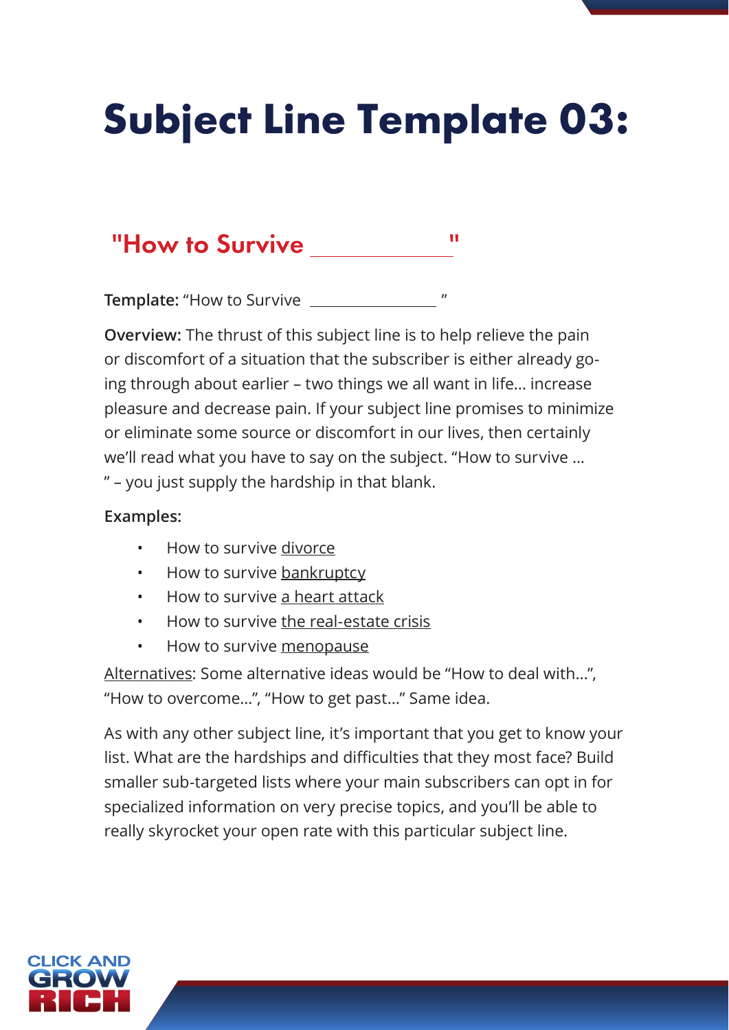# Subject Line Template 03:

## "How to Survive ___________"

**Template:** "How to Survive ___________ "

**Overview:** The thrust of this subject line is to help relieve the pain or discomfort of a situation that the subscriber is either already going through about earlier – two things we all want in life… increase pleasure and decrease pain. If your subject line promises to minimize or eliminate some source or discomfort in our lives, then certainly we'll read what you have to say on the subject. "How to survive … " – you just supply the hardship in that blank.

**Examples:**

- How to survive <u>divorce</u>
- How to survive <u>bankruptcy</u>
- How to survive <u>a heart attack</u>
- How to survive <u>the real-estate crisis</u>
- How to survive <u>menopause</u>

<u>Alternatives</u>: Some alternative ideas would be "How to deal with…", "How to overcome…", "How to get past…" Same idea.

As with any other subject line, it's important that you get to know your list. What are the hardships and difficulties that they most face? Build smaller sub-targeted lists where your main subscribers can opt in for specialized information on very precise topics, and you'll be able to really skyrocket your open rate with this particular subject line.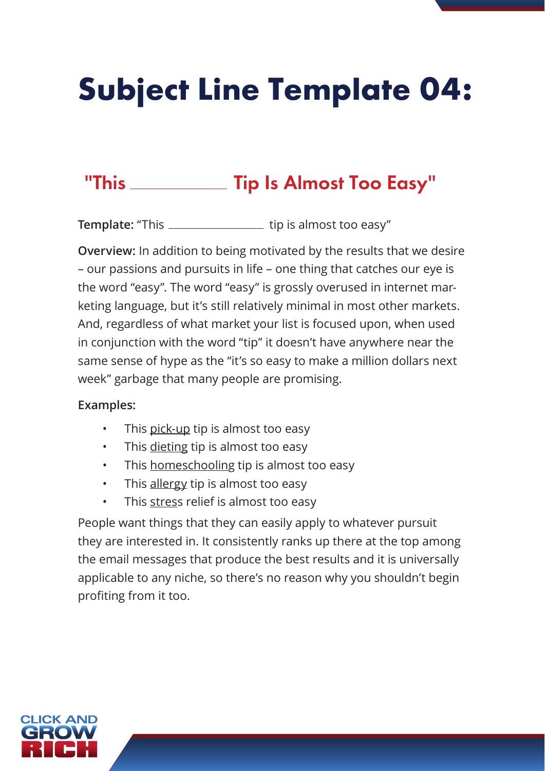# Subject Line Template 04:

## "This ___________ Tip Is Almost Too Easy"

**Template:** "This ___________ tip is almost too easy"

**Overview:** In addition to being motivated by the results that we desire – our passions and pursuits in life – one thing that catches our eye is the word "easy". The word "easy" is grossly overused in internet marketing language, but it's still relatively minimal in most other markets. And, regardless of what market your list is focused upon, when used in conjunction with the word "tip" it doesn't have anywhere near the same sense of hype as the "it's so easy to make a million dollars next week" garbage that many people are promising.

**Examples:**

- This <u>pick-up</u> tip is almost too easy
- This <u>dieting</u> tip is almost too easy
- This <u>homeschooling</u> tip is almost too easy
- This <u>allergy</u> tip is almost too easy
- This <u>stres</u>s relief is almost too easy

People want things that they can easily apply to whatever pursuit they are interested in. It consistently ranks up there at the top among the email messages that produce the best results and it is universally applicable to any niche, so there's no reason why you shouldn't begin profiting from it too.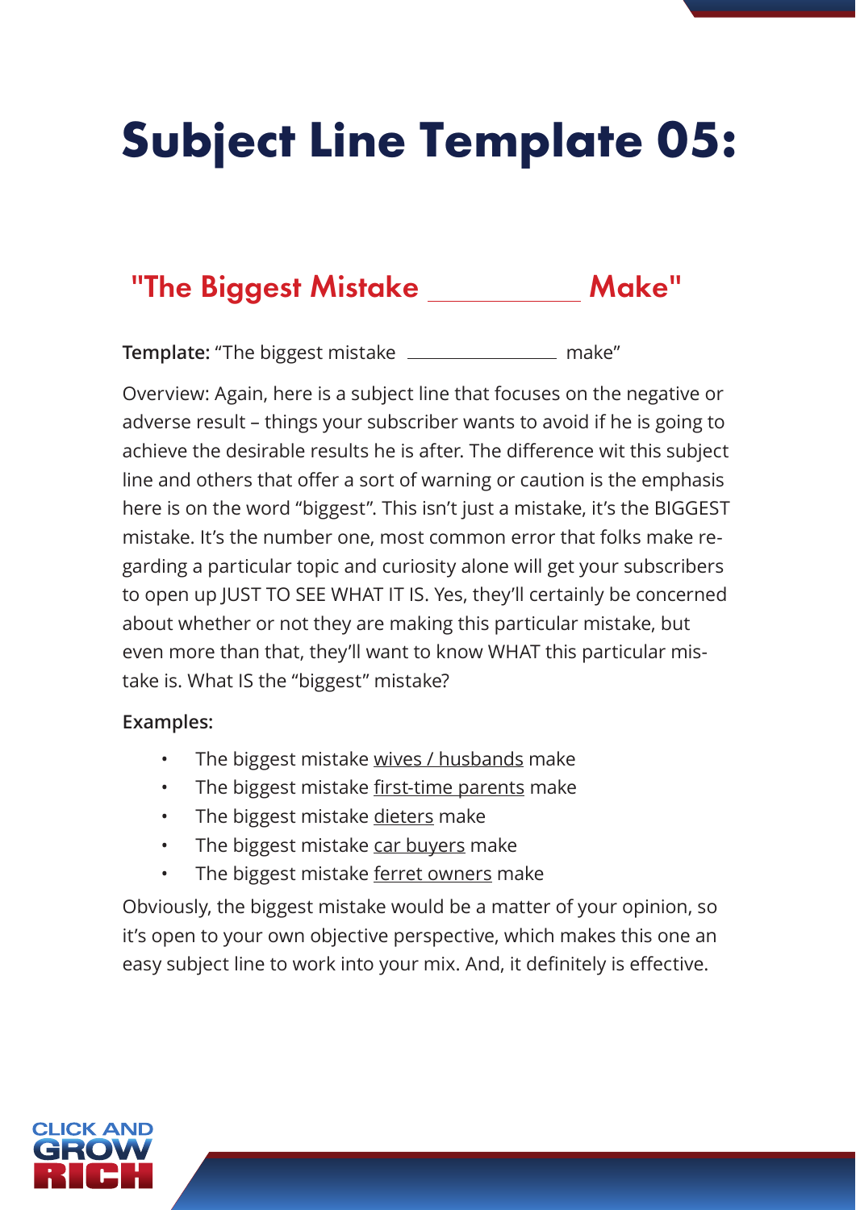# Subject Line Template 05:

## "The Biggest Mistake ___________ Make"

**Template:** "The biggest mistake ______________ make"

Overview: Again, here is a subject line that focuses on the negative or adverse result – things your subscriber wants to avoid if he is going to achieve the desirable results he is after. The difference wit this subject line and others that offer a sort of warning or caution is the emphasis here is on the word "biggest". This isn't just a mistake, it's the BIGGEST mistake. It's the number one, most common error that folks make regarding a particular topic and curiosity alone will get your subscribers to open up JUST TO SEE WHAT IT IS. Yes, they'll certainly be concerned about whether or not they are making this particular mistake, but even more than that, they'll want to know WHAT this particular mistake is. What IS the "biggest" mistake?

**Examples:**

- The biggest mistake <u>wives / husbands</u> make
- The biggest mistake <u>first-time parents</u> make
- The biggest mistake <u>dieters</u> make
- The biggest mistake <u>car buyers</u> make
- The biggest mistake <u>ferret owners</u> make

Obviously, the biggest mistake would be a matter of your opinion, so it's open to your own objective perspective, which makes this one an easy subject line to work into your mix. And, it definitely is effective.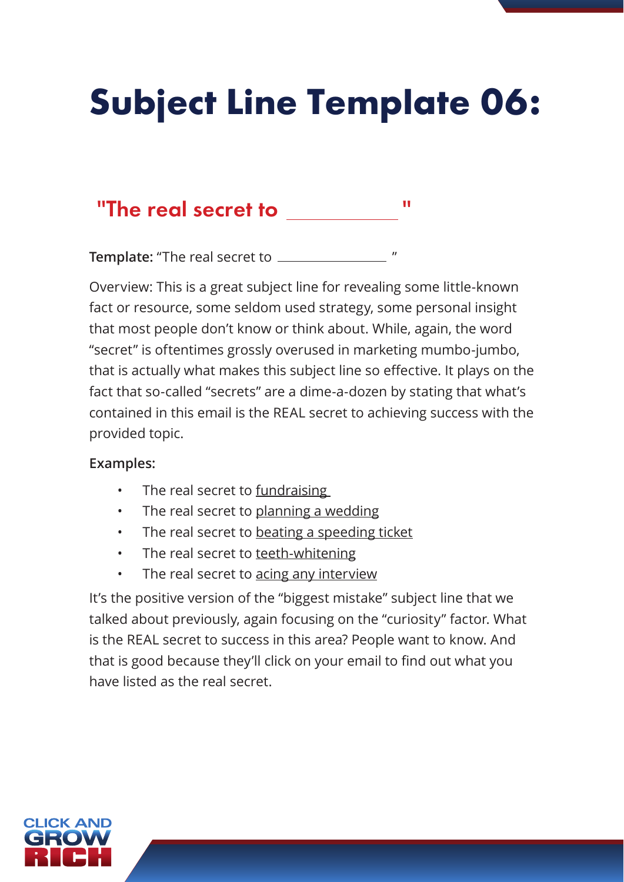# Subject Line Template 06:

## "The real secret to \_\_\_\_\_\_\_\_\_\_\_\_"

**Template:** "The real secret to \_\_\_\_\_\_\_\_\_\_\_\_\_\_\_\_ "

Overview: This is a great subject line for revealing some little-known fact or resource, some seldom used strategy, some personal insight that most people don't know or think about. While, again, the word "secret" is oftentimes grossly overused in marketing mumbo-jumbo, that is actually what makes this subject line so effective. It plays on the fact that so-called "secrets" are a dime-a-dozen by stating that what's contained in this email is the REAL secret to achieving success with the provided topic.

**Examples:**

- The real secret to <u>fundraising</u>
- The real secret to <u>planning a wedding</u>
- The real secret to <u>beating a speeding ticket</u>
- The real secret to <u>teeth-whitening</u>
- The real secret to <u>acing any interview</u>

It's the positive version of the "biggest mistake" subject line that we talked about previously, again focusing on the "curiosity" factor. What is the REAL secret to success in this area? People want to know. And that is good because they'll click on your email to find out what you have listed as the real secret.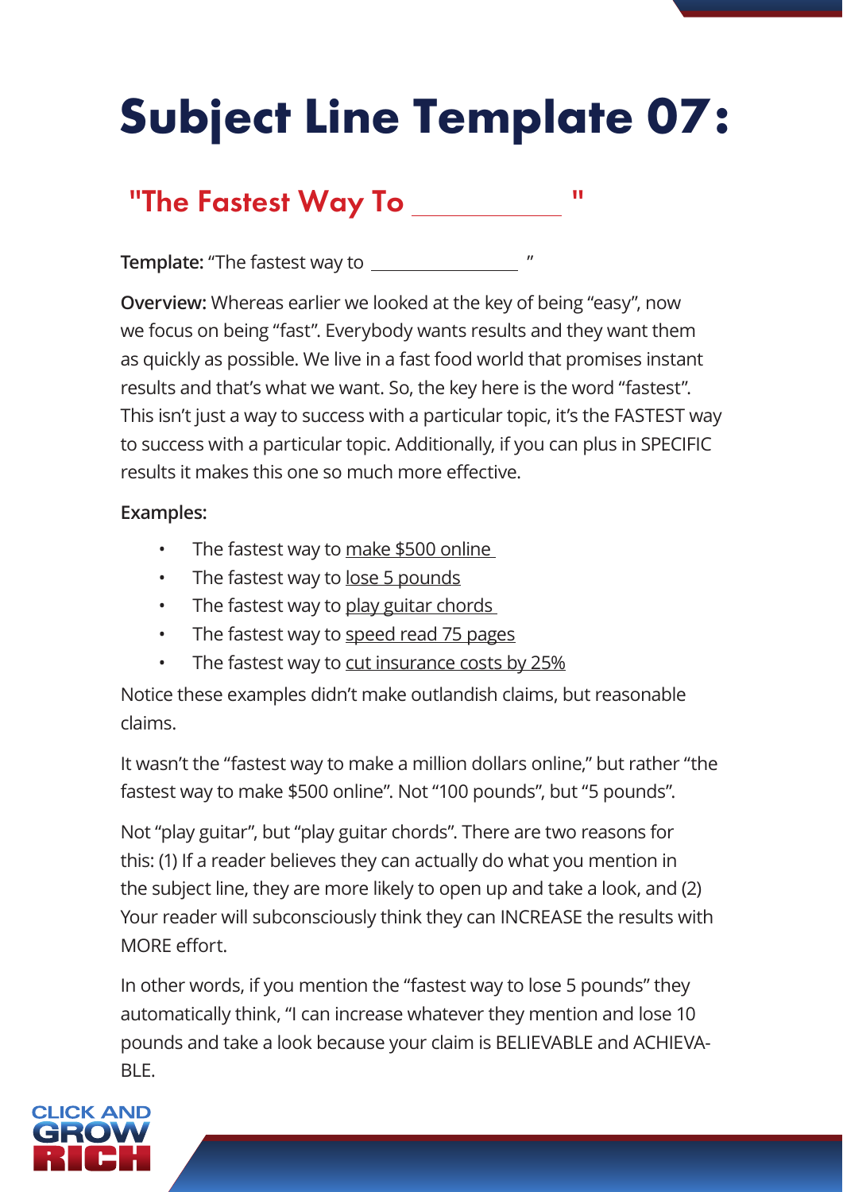# Subject Line Template 07:

## "The Fastest Way To ____________ "

**Template:** "The fastest way to ______________ "

**Overview:** Whereas earlier we looked at the key of being "easy", now we focus on being "fast". Everybody wants results and they want them as quickly as possible. We live in a fast food world that promises instant results and that's what we want. So, the key here is the word "fastest". This isn't just a way to success with a particular topic, it's the FASTEST way to success with a particular topic. Additionally, if you can plus in SPECIFIC results it makes this one so much more effective.

**Examples:**

- The fastest way to make $500 online
- The fastest way to lose 5 pounds
- The fastest way to play guitar chords
- The fastest way to speed read 75 pages
- The fastest way to cut insurance costs by 25%

Notice these examples didn't make outlandish claims, but reasonable claims.

It wasn't the "fastest way to make a million dollars online," but rather "the fastest way to make $500 online". Not "100 pounds", but "5 pounds".

Not "play guitar", but "play guitar chords". There are two reasons for this: (1) If a reader believes they can actually do what you mention in the subject line, they are more likely to open up and take a look, and (2) Your reader will subconsciously think they can INCREASE the results with MORE effort.

In other words, if you mention the "fastest way to lose 5 pounds" they automatically think, "I can increase whatever they mention and lose 10 pounds and take a look because your claim is BELIEVABLE and ACHIEVABLE.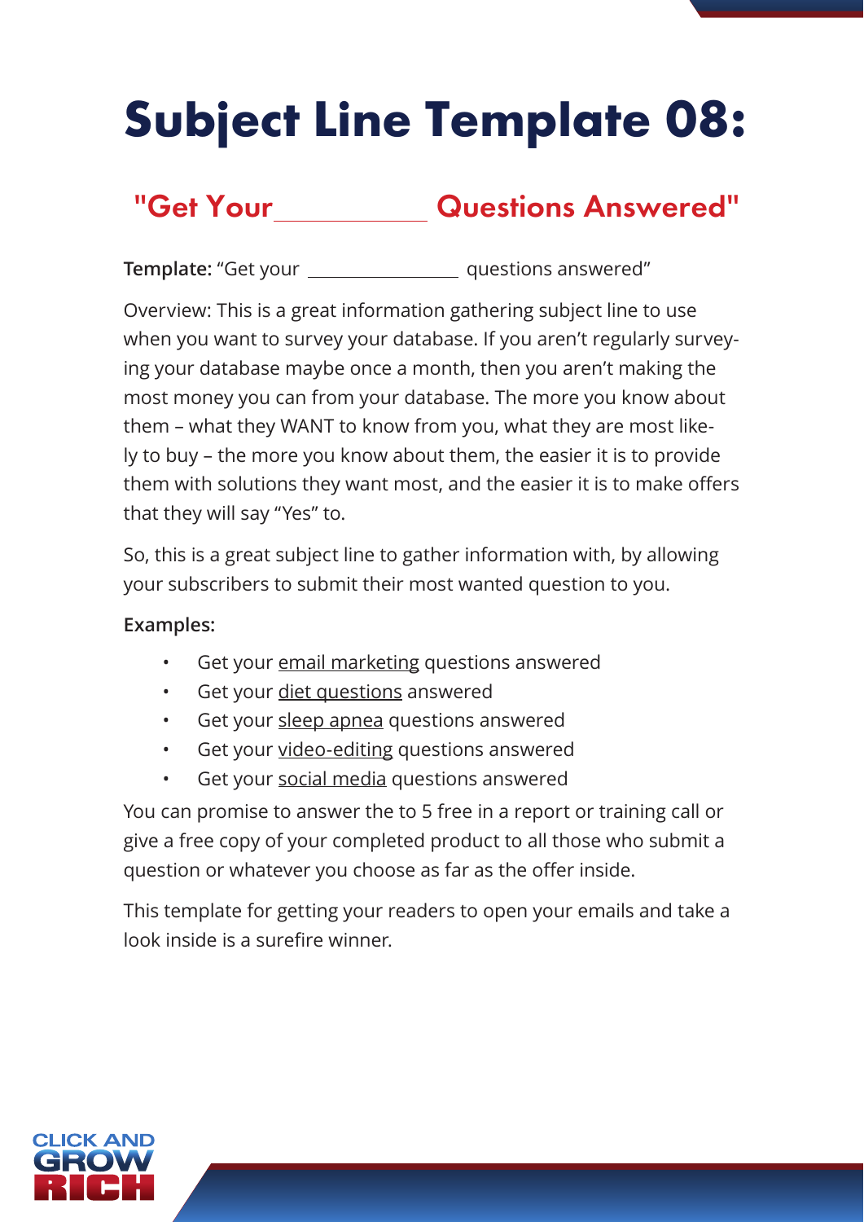# Subject Line Template 08:

## "Get Your ________ Questions Answered"

**Template:** "Get your ________ questions answered"

Overview: This is a great information gathering subject line to use when you want to survey your database. If you aren't regularly surveying your database maybe once a month, then you aren't making the most money you can from your database. The more you know about them – what they WANT to know from you, what they are most likely to buy – the more you know about them, the easier it is to provide them with solutions they want most, and the easier it is to make offers that they will say "Yes" to.

So, this is a great subject line to gather information with, by allowing your subscribers to submit their most wanted question to you.

**Examples:**

- Get your <u>email marketing</u> questions answered
- Get your <u>diet questions</u> answered
- Get your <u>sleep apnea</u> questions answered
- Get your <u>video-editing</u> questions answered
- Get your <u>social media</u> questions answered

You can promise to answer the to 5 free in a report or training call or give a free copy of your completed product to all those who submit a question or whatever you choose as far as the offer inside.

This template for getting your readers to open your emails and take a look inside is a surefire winner.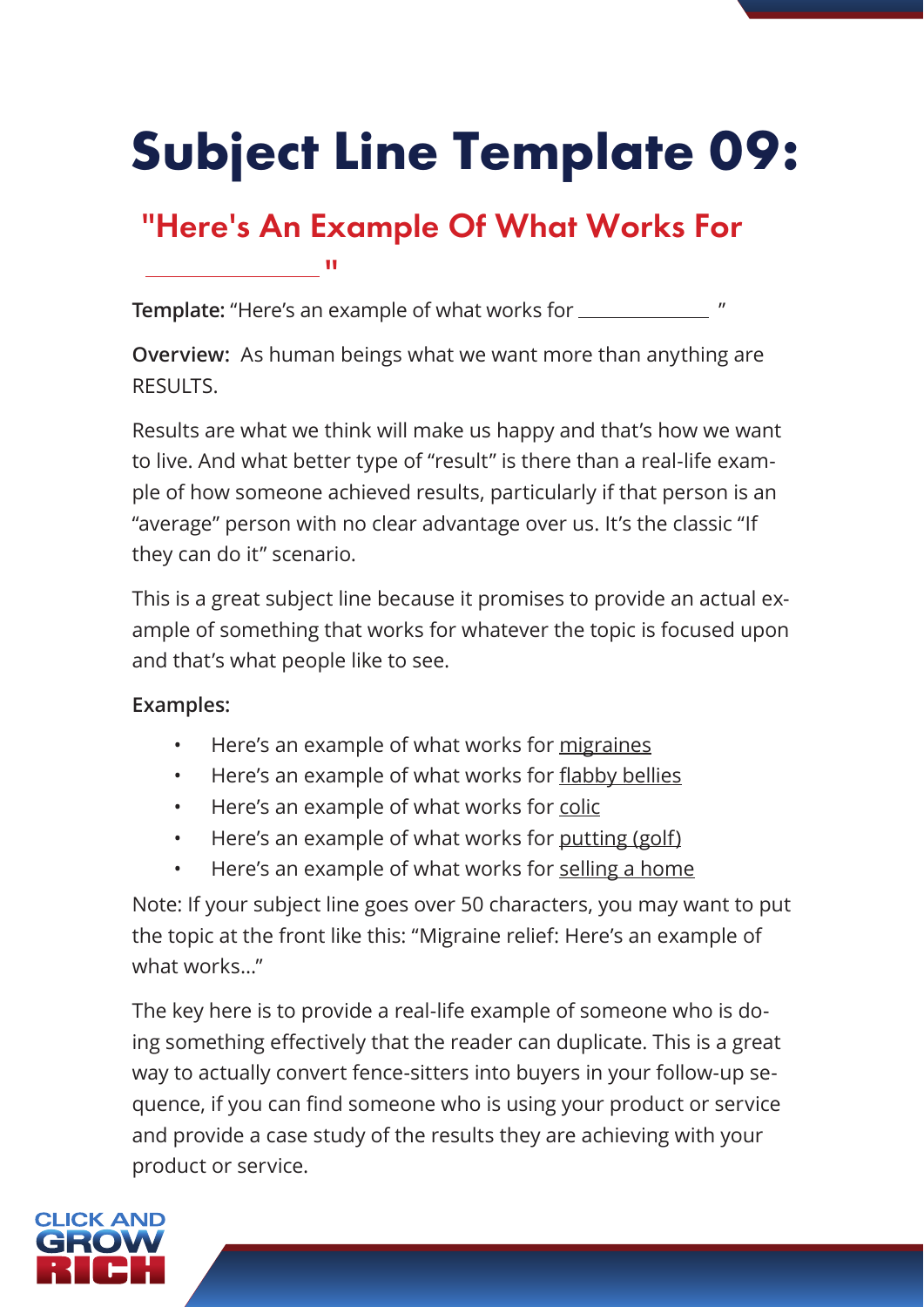# Subject Line Template 09:

## "Here's An Example Of What Works For ______________"

**Template:** "Here's an example of what works for ____________ "

**Overview:** As human beings what we want more than anything are RESULTS.

Results are what we think will make us happy and that's how we want to live. And what better type of "result" is there than a real-life example of how someone achieved results, particularly if that person is an "average" person with no clear advantage over us. It's the classic "If they can do it" scenario.

This is a great subject line because it promises to provide an actual example of something that works for whatever the topic is focused upon and that's what people like to see.

**Examples:**

- Here's an example of what works for <u>migraines</u>
- Here's an example of what works for <u>flabby bellies</u>
- Here's an example of what works for <u>colic</u>
- Here's an example of what works for <u>putting (golf)</u>
- Here's an example of what works for <u>selling a home</u>

Note: If your subject line goes over 50 characters, you may want to put the topic at the front like this: "Migraine relief: Here's an example of what works..."

The key here is to provide a real-life example of someone who is doing something effectively that the reader can duplicate. This is a great way to actually convert fence-sitters into buyers in your follow-up sequence, if you can find someone who is using your product or service and provide a case study of the results they are achieving with your product or service.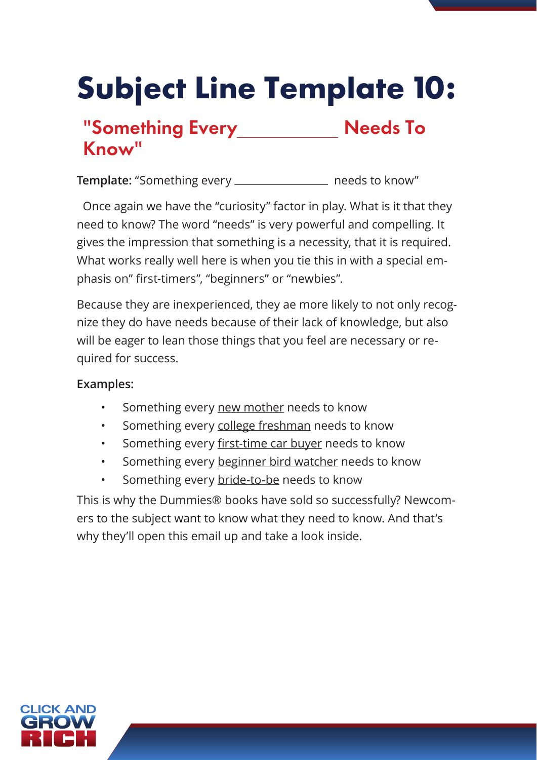# Subject Line Template 10:

## "Something Every ___________ Needs To Know"

**Template:** "Something every ______________ needs to know"

Once again we have the "curiosity" factor in play. What is it that they need to know? The word "needs" is very powerful and compelling. It gives the impression that something is a necessity, that it is required. What works really well here is when you tie this in with a special emphasis on" first-timers", "beginners" or "newbies".

Because they are inexperienced, they ae more likely to not only recognize they do have needs because of their lack of knowledge, but also will be eager to lean those things that you feel are necessary or required for success.

**Examples:**

- Something every new mother needs to know
- Something every college freshman needs to know
- Something every first-time car buyer needs to know
- Something every beginner bird watcher needs to know
- Something every bride-to-be needs to know

This is why the Dummies® books have sold so successfully? Newcomers to the subject want to know what they need to know. And that's why they'll open this email up and take a look inside.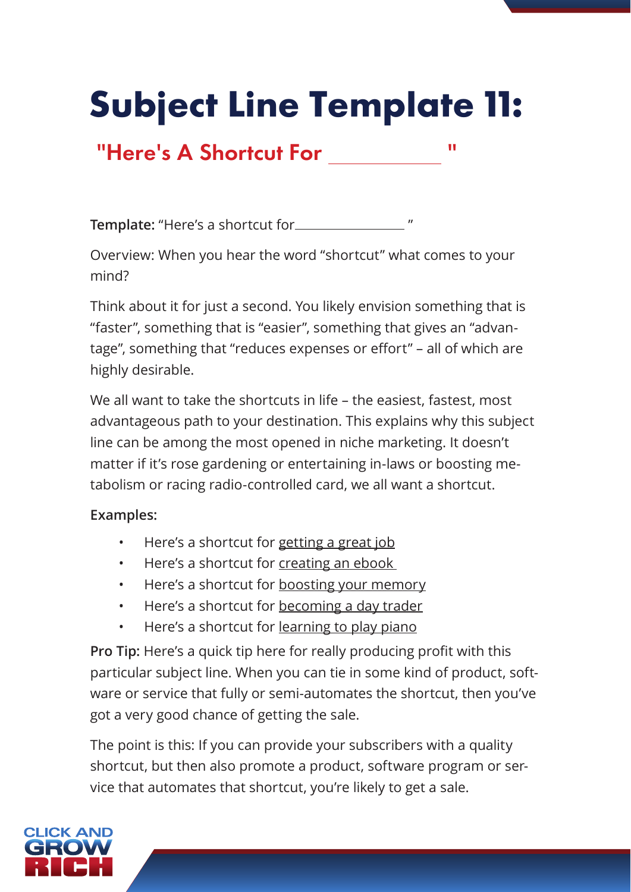# Subject Line Template 11:

## "Here's A Shortcut For ____________ "

**Template:** "Here's a shortcut for_______________ "

Overview: When you hear the word "shortcut" what comes to your mind?

Think about it for just a second. You likely envision something that is "faster", something that is "easier", something that gives an "advantage", something that "reduces expenses or effort" – all of which are highly desirable.

We all want to take the shortcuts in life – the easiest, fastest, most advantageous path to your destination. This explains why this subject line can be among the most opened in niche marketing. It doesn't matter if it's rose gardening or entertaining in-laws or boosting metabolism or racing radio-controlled card, we all want a shortcut.

**Examples:**

- Here's a shortcut for <u>getting a great job</u>
- Here's a shortcut for <u>creating an ebook</u>
- Here's a shortcut for <u>boosting your memory</u>
- Here's a shortcut for <u>becoming a day trader</u>
- Here's a shortcut for <u>learning to play piano</u>

**Pro Tip:** Here's a quick tip here for really producing profit with this particular subject line. When you can tie in some kind of product, software or service that fully or semi-automates the shortcut, then you've got a very good chance of getting the sale.

The point is this: If you can provide your subscribers with a quality shortcut, but then also promote a product, software program or service that automates that shortcut, you're likely to get a sale.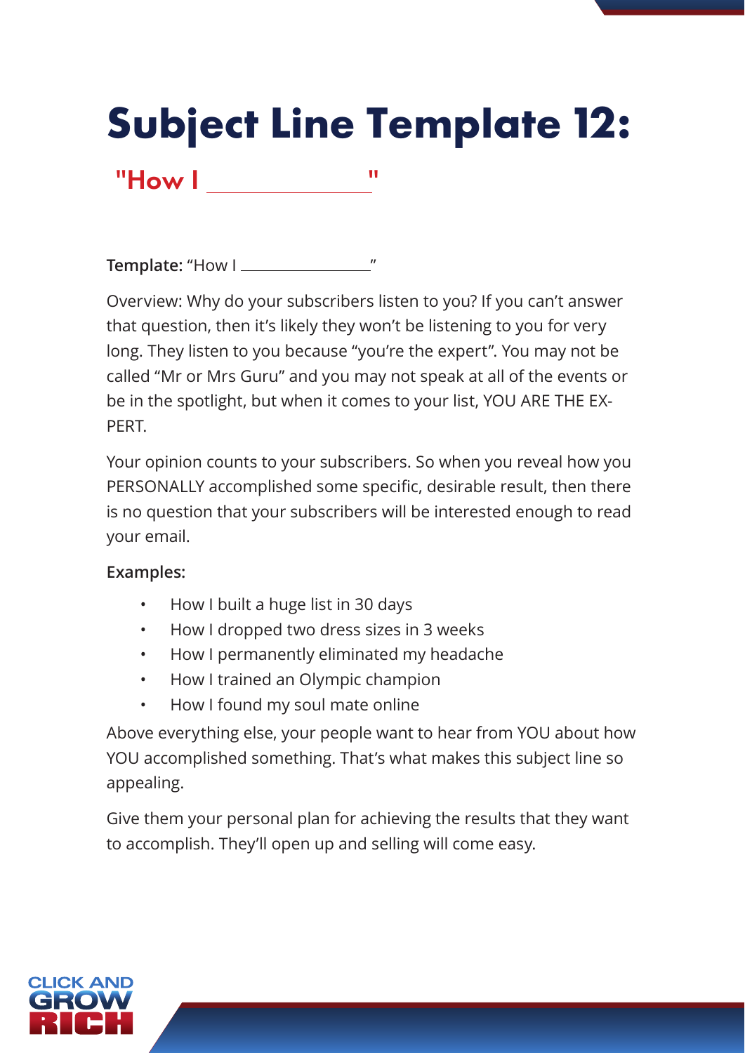# Subject Line Template 12:

## "How I ____________"

**Template:** "How I ____________"

Overview: Why do your subscribers listen to you? If you can't answer that question, then it's likely they won't be listening to you for very long. They listen to you because "you're the expert". You may not be called "Mr or Mrs Guru" and you may not speak at all of the events or be in the spotlight, but when it comes to your list, YOU ARE THE EXPERT.

Your opinion counts to your subscribers. So when you reveal how you PERSONALLY accomplished some specific, desirable result, then there is no question that your subscribers will be interested enough to read your email.

**Examples:**

- How I built a huge list in 30 days
- How I dropped two dress sizes in 3 weeks
- How I permanently eliminated my headache
- How I trained an Olympic champion
- How I found my soul mate online

Above everything else, your people want to hear from YOU about how YOU accomplished something. That's what makes this subject line so appealing.

Give them your personal plan for achieving the results that they want to accomplish. They'll open up and selling will come easy.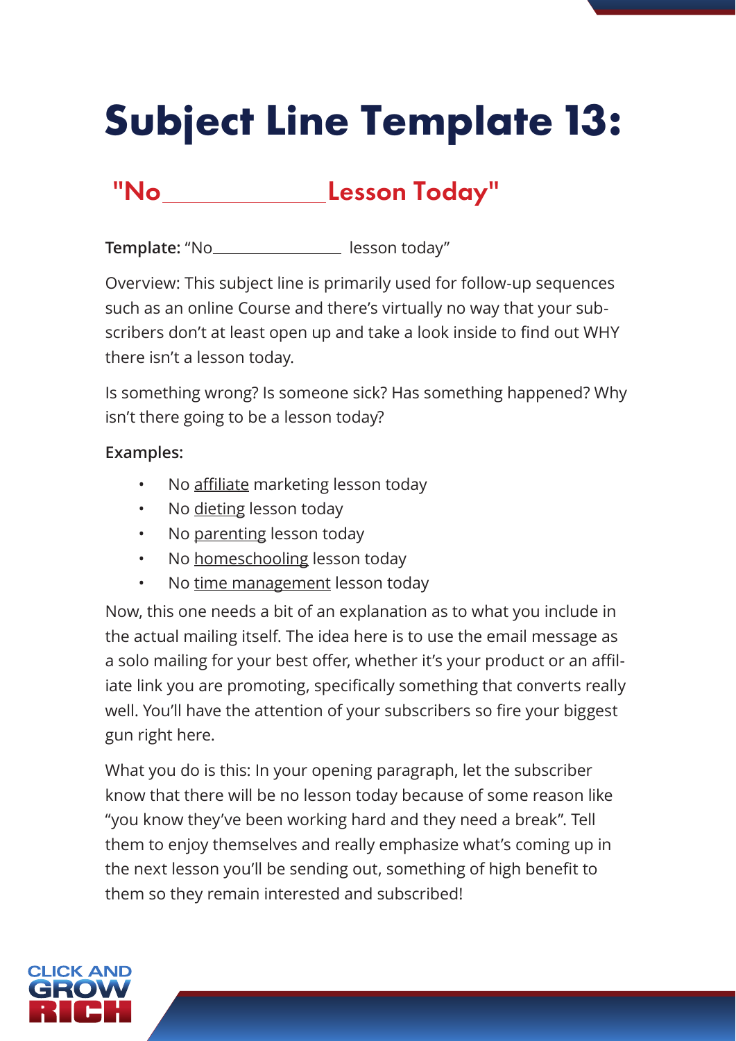# Subject Line Template 13:

## "No \_\_\_\_\_\_\_\_\_\_\_\_\_\_\_ Lesson Today"

**Template:** "No\_\_\_\_\_\_\_\_\_\_\_\_\_\_\_\_ lesson today"

Overview: This subject line is primarily used for follow-up sequences such as an online Course and there's virtually no way that your subscribers don't at least open up and take a look inside to find out WHY there isn't a lesson today.

Is something wrong? Is someone sick? Has something happened? Why isn't there going to be a lesson today?

**Examples:**

- No <u>affiliate</u> marketing lesson today
- No <u>dieting</u> lesson today
- No <u>parenting</u> lesson today
- No <u>homeschooling</u> lesson today
- No <u>time management</u> lesson today

Now, this one needs a bit of an explanation as to what you include in the actual mailing itself. The idea here is to use the email message as a solo mailing for your best offer, whether it's your product or an affiliate link you are promoting, specifically something that converts really well. You'll have the attention of your subscribers so fire your biggest gun right here.

What you do is this: In your opening paragraph, let the subscriber know that there will be no lesson today because of some reason like "you know they've been working hard and they need a break". Tell them to enjoy themselves and really emphasize what's coming up in the next lesson you'll be sending out, something of high benefit to them so they remain interested and subscribed!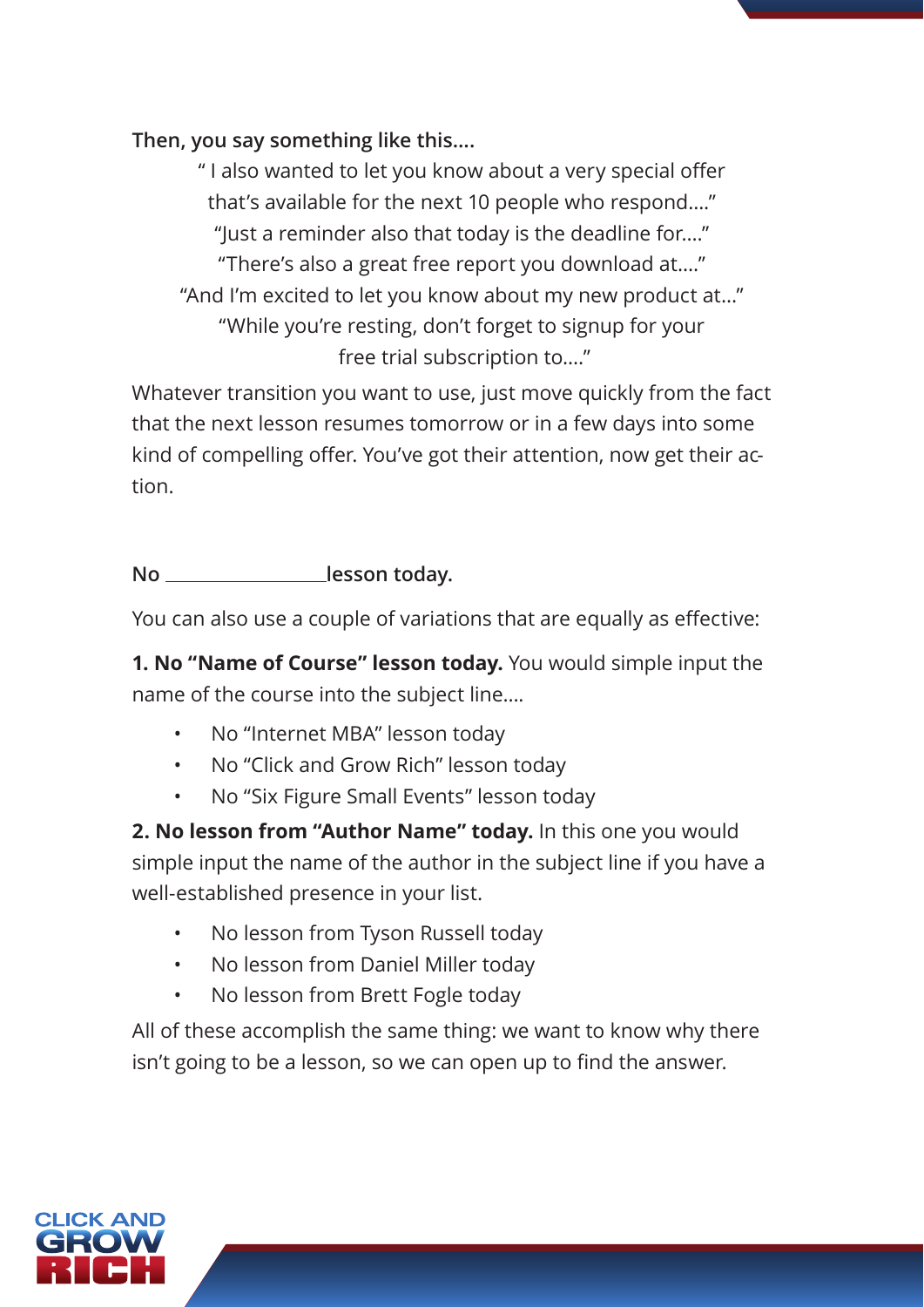**Then, you say something like this....**

" I also wanted to let you know about a very special offer that's available for the next 10 people who respond...."
"Just a reminder also that today is the deadline for...."
"There's also a great free report you download at...."
"And I'm excited to let you know about my new product at..."
"While you're resting, don't forget to signup for your free trial subscription to...."

Whatever transition you want to use, just move quickly from the fact that the next lesson resumes tomorrow or in a few days into some kind of compelling offer. You've got their attention, now get their action.

**No \_\_\_\_\_\_\_\_\_\_\_\_\_\_\_\_ lesson today.**

You can also use a couple of variations that are equally as effective:

**1. No "Name of Course" lesson today.** You would simple input the name of the course into the subject line....

- No "Internet MBA" lesson today
- No "Click and Grow Rich" lesson today
- No "Six Figure Small Events" lesson today

**2. No lesson from "Author Name" today.** In this one you would simple input the name of the author in the subject line if you have a well-established presence in your list.

- No lesson from Tyson Russell today
- No lesson from Daniel Miller today
- No lesson from Brett Fogle today

All of these accomplish the same thing: we want to know why there isn't going to be a lesson, so we can open up to find the answer.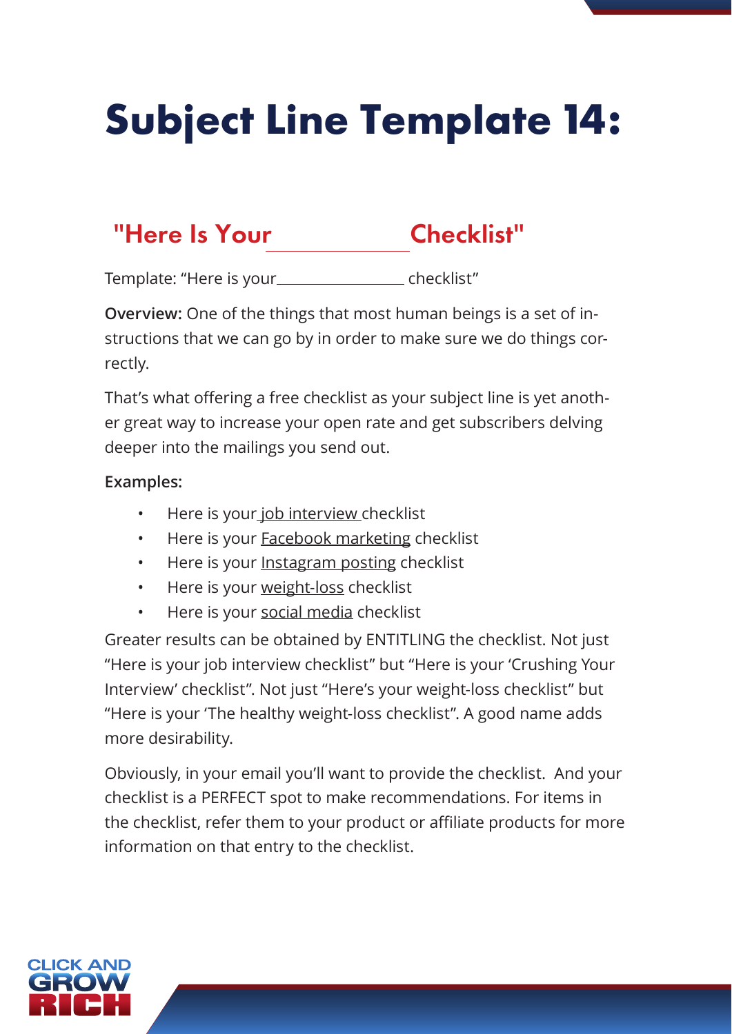# Subject Line Template 14:

## "Here Is Your ____________ Checklist"

Template: "Here is your ________________ checklist"

**Overview:** One of the things that most human beings is a set of instructions that we can go by in order to make sure we do things correctly.

That's what offering a free checklist as your subject line is yet another great way to increase your open rate and get subscribers delving deeper into the mailings you send out.

**Examples:**

- Here is your job interview checklist
- Here is your Facebook marketing checklist
- Here is your Instagram posting checklist
- Here is your weight-loss checklist
- Here is your social media checklist

Greater results can be obtained by ENTITLING the checklist. Not just "Here is your job interview checklist" but "Here is your 'Crushing Your Interview' checklist". Not just "Here's your weight-loss checklist" but "Here is your 'The healthy weight-loss checklist". A good name adds more desirability.

Obviously, in your email you'll want to provide the checklist. And your checklist is a PERFECT spot to make recommendations. For items in the checklist, refer them to your product or affiliate products for more information on that entry to the checklist.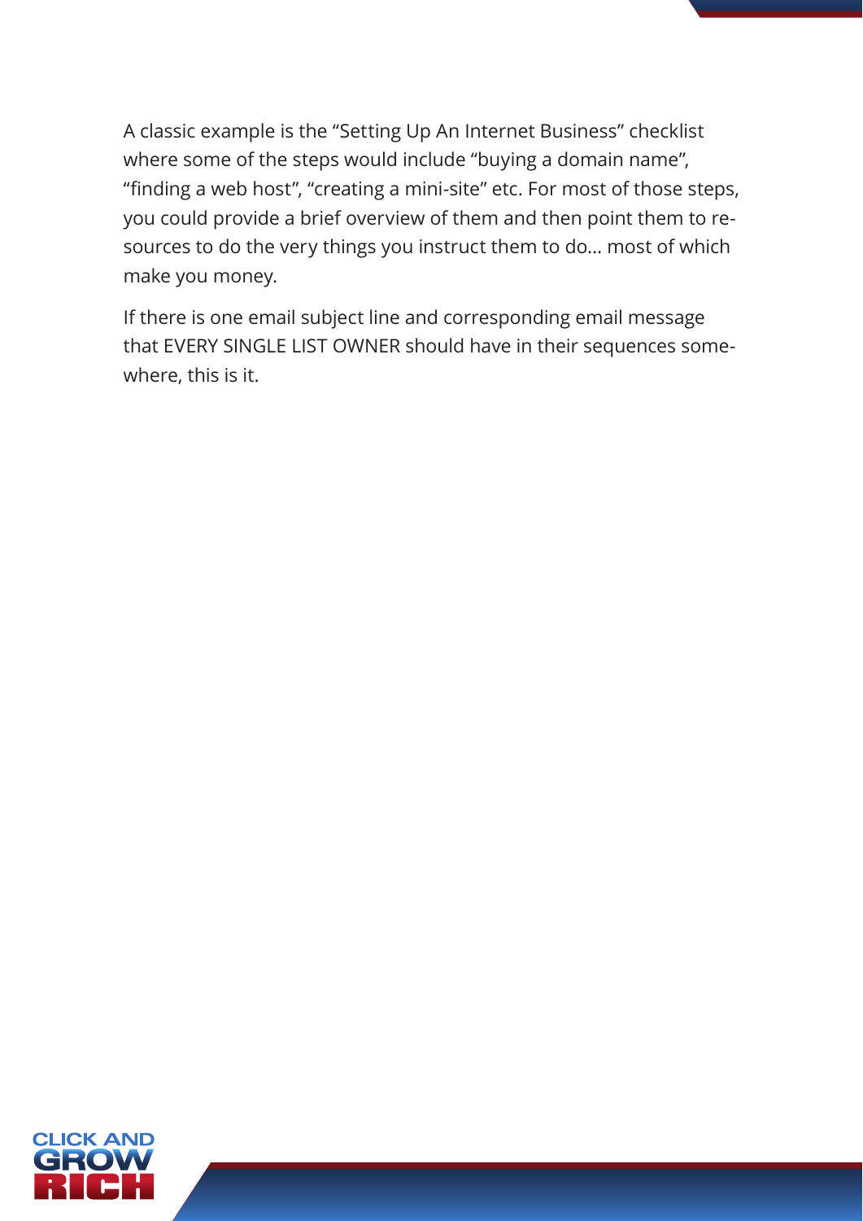A classic example is the "Setting Up An Internet Business" checklist where some of the steps would include "buying a domain name", "finding a web host", "creating a mini-site" etc. For most of those steps, you could provide a brief overview of them and then point them to resources to do the very things you instruct them to do... most of which make you money.

If there is one email subject line and corresponding email message that EVERY SINGLE LIST OWNER should have in their sequences somewhere, this is it.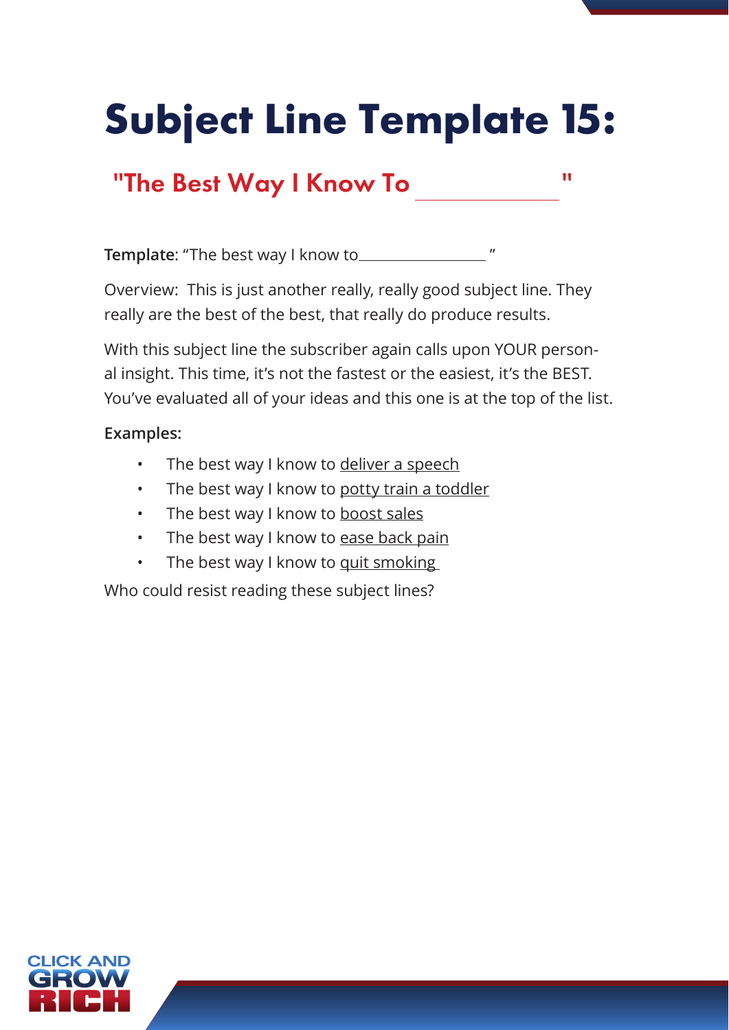# Subject Line Template 15:

## "The Best Way I Know To ____________"

**Template**: "The best way I know to_______________ "

Overview: This is just another really, really good subject line. They really are the best of the best, that really do produce results.

With this subject line the subscriber again calls upon YOUR personal insight. This time, it's not the fastest or the easiest, it's the BEST. You've evaluated all of your ideas and this one is at the top of the list.

**Examples:**

- The best way I know to <u>deliver a speech</u>
- The best way I know to <u>potty train a toddler</u>
- The best way I know to <u>boost sales</u>
- The best way I know to <u>ease back pain</u>
- The best way I know to <u>quit smoking</u>

Who could resist reading these subject lines?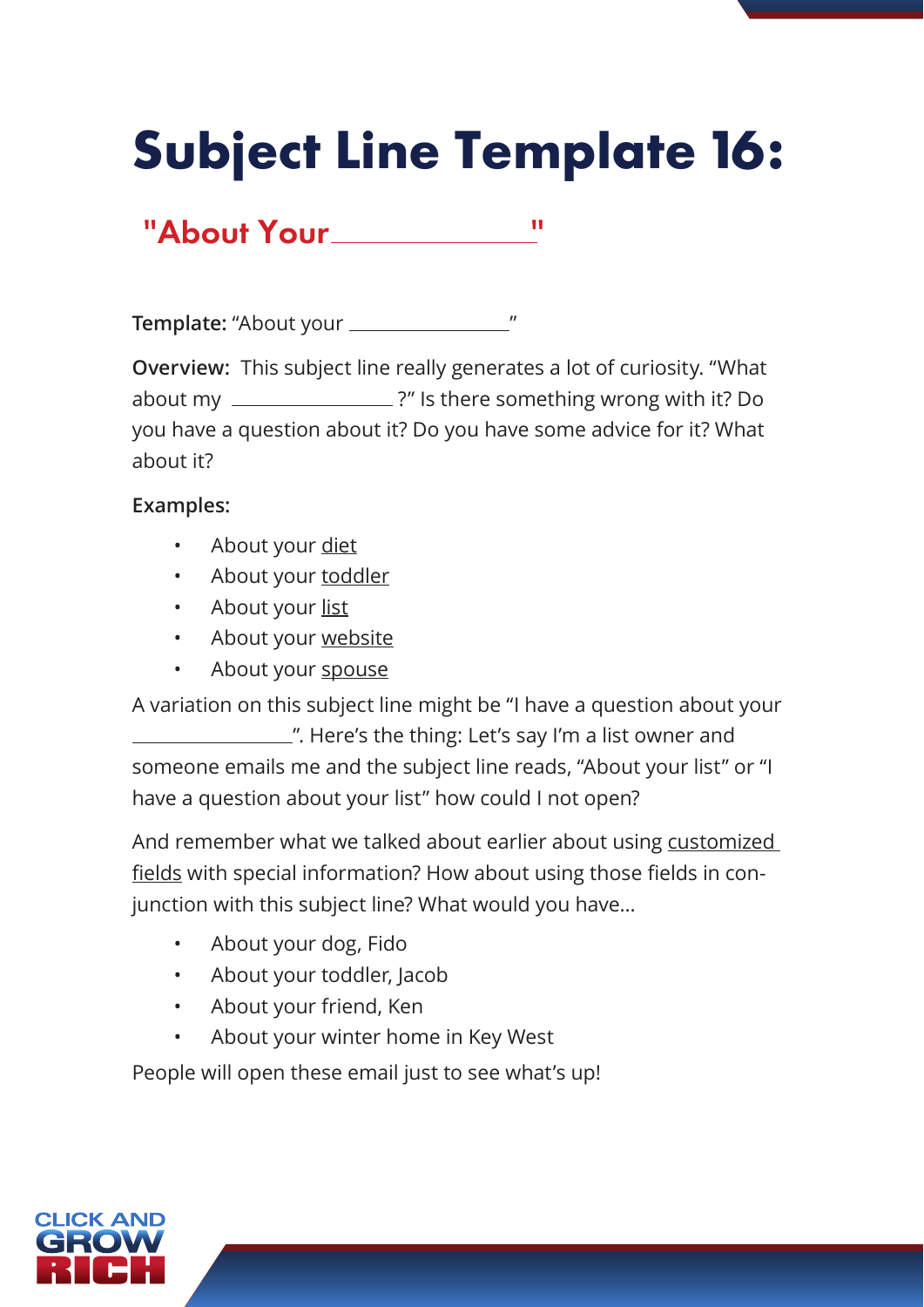# Subject Line Template 16:

## "About Your ______________"

**Template:** "About your ______________"

**Overview:** This subject line really generates a lot of curiosity. "What about my ______________ ?" Is there something wrong with it? Do you have a question about it? Do you have some advice for it? What about it?

**Examples:**

- About your diet
- About your toddler
- About your list
- About your website
- About your spouse

A variation on this subject line might be "I have a question about your ______________". Here's the thing: Let's say I'm a list owner and someone emails me and the subject line reads, "About your list" or "I have a question about your list" how could I not open?

And remember what we talked about earlier about using customized fields with special information? How about using those fields in conjunction with this subject line? What would you have…

- About your dog, Fido
- About your toddler, Jacob
- About your friend, Ken
- About your winter home in Key West

People will open these email just to see what's up!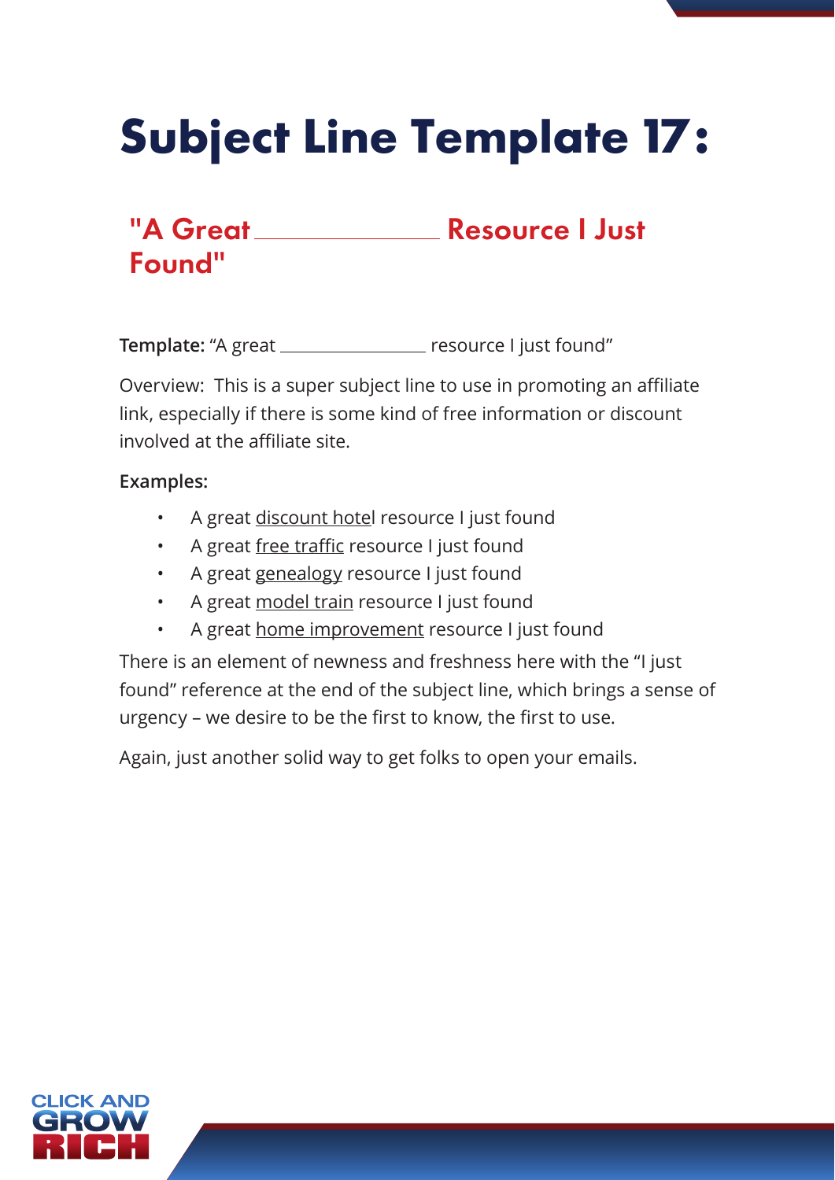# Subject Line Template 17:

## "A Great ____________ Resource I Just Found"

**Template:** "A great ____________ resource I just found"

Overview: This is a super subject line to use in promoting an affiliate link, especially if there is some kind of free information or discount involved at the affiliate site.

**Examples:**

- A great <u>discount hotel</u> resource I just found
- A great <u>free traffic</u> resource I just found
- A great <u>genealogy</u> resource I just found
- A great <u>model train</u> resource I just found
- A great <u>home improvement</u> resource I just found

There is an element of newness and freshness here with the "I just found" reference at the end of the subject line, which brings a sense of urgency – we desire to be the first to know, the first to use.

Again, just another solid way to get folks to open your emails.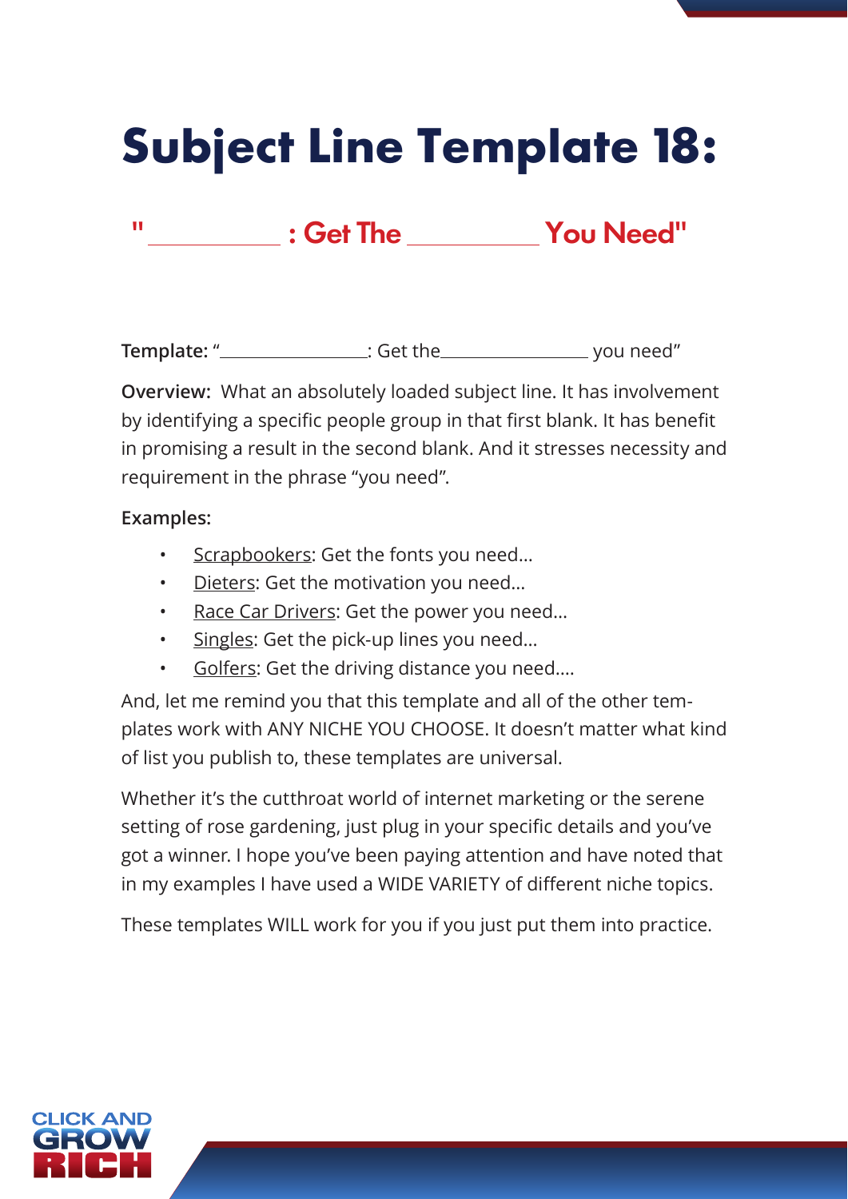# Subject Line Template 18:

## "__________ : Get The __________ You Need"

**Template:** "______________: Get the______________ you need"

**Overview:** What an absolutely loaded subject line. It has involvement by identifying a specific people group in that first blank. It has benefit in promising a result in the second blank. And it stresses necessity and requirement in the phrase "you need".

**Examples:**

- Scrapbookers: Get the fonts you need…
- Dieters: Get the motivation you need…
- Race Car Drivers: Get the power you need…
- Singles: Get the pick-up lines you need…
- Golfers: Get the driving distance you need….

And, let me remind you that this template and all of the other templates work with ANY NICHE YOU CHOOSE. It doesn't matter what kind of list you publish to, these templates are universal.

Whether it's the cutthroat world of internet marketing or the serene setting of rose gardening, just plug in your specific details and you've got a winner. I hope you've been paying attention and have noted that in my examples I have used a WIDE VARIETY of different niche topics.

These templates WILL work for you if you just put them into practice.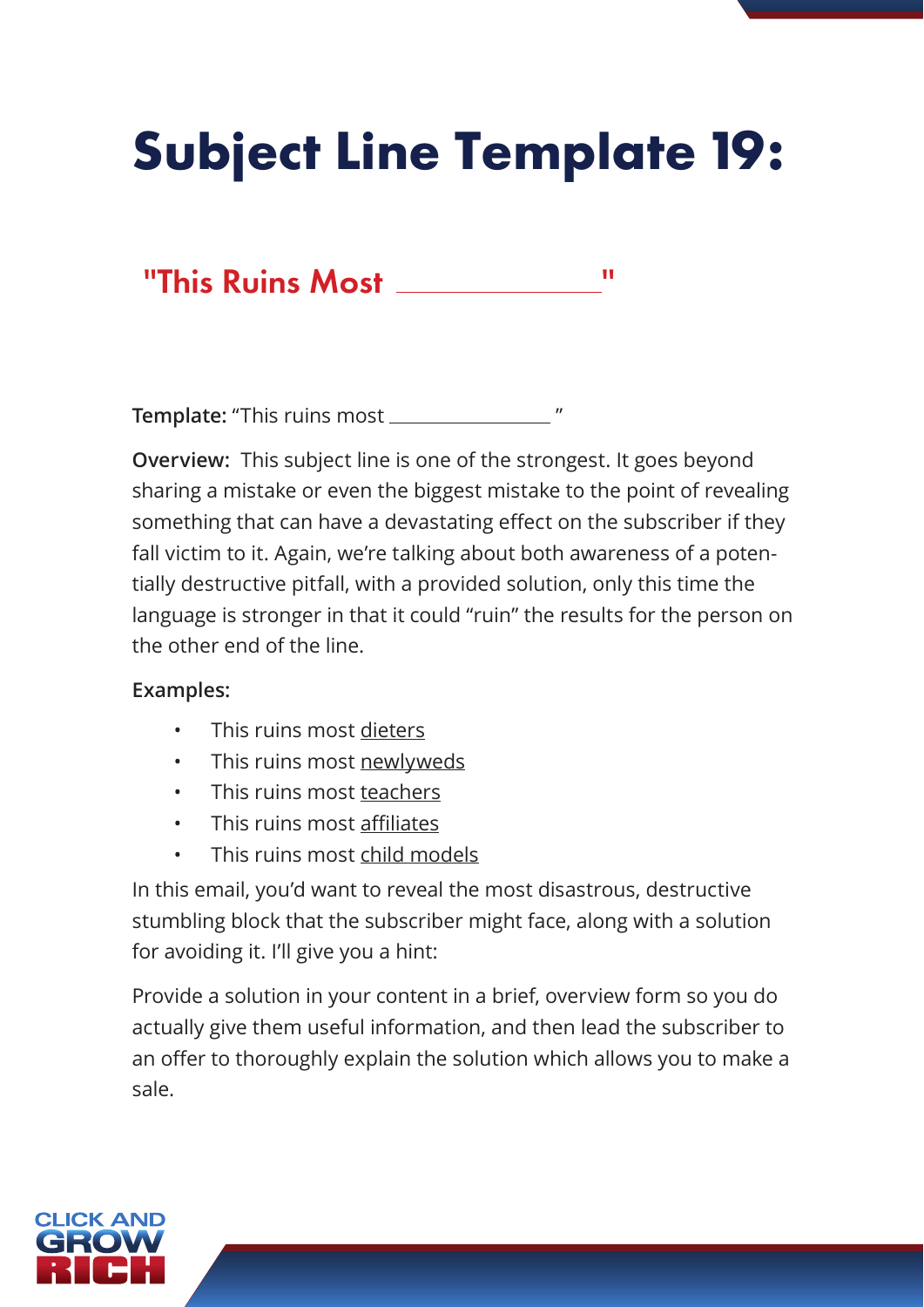# Subject Line Template 19:

## "This Ruins Most ______________"

**Template:** "This ruins most ______________ "

**Overview:** This subject line is one of the strongest. It goes beyond sharing a mistake or even the biggest mistake to the point of revealing something that can have a devastating effect on the subscriber if they fall victim to it. Again, we're talking about both awareness of a potentially destructive pitfall, with a provided solution, only this time the language is stronger in that it could "ruin" the results for the person on the other end of the line.

**Examples:**

- This ruins most <u>dieters</u>
- This ruins most <u>newlyweds</u>
- This ruins most <u>teachers</u>
- This ruins most <u>affiliates</u>
- This ruins most <u>child models</u>

In this email, you'd want to reveal the most disastrous, destructive stumbling block that the subscriber might face, along with a solution for avoiding it. I'll give you a hint:

Provide a solution in your content in a brief, overview form so you do actually give them useful information, and then lead the subscriber to an offer to thoroughly explain the solution which allows you to make a sale.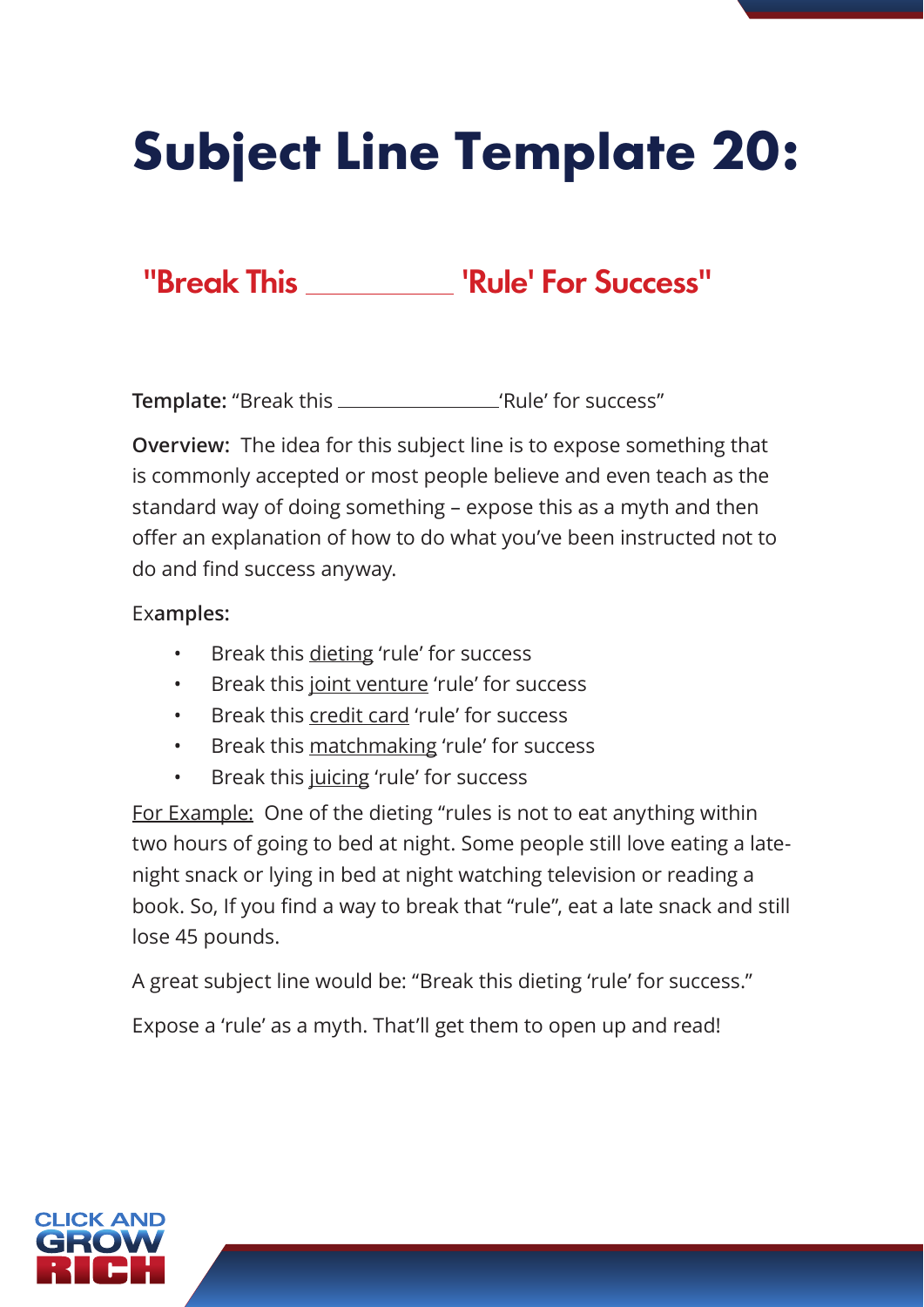# Subject Line Template 20:

## "Break This ___________ 'Rule' For Success"

**Template:** "Break this ________________'Rule' for success"

**Overview:** The idea for this subject line is to expose something that is commonly accepted or most people believe and even teach as the standard way of doing something – expose this as a myth and then offer an explanation of how to do what you've been instructed not to do and find success anyway.

Ex**amples:**

- Break this dieting 'rule' for success
- Break this joint venture 'rule' for success
- Break this credit card 'rule' for success
- Break this matchmaking 'rule' for success
- Break this juicing 'rule' for success

For Example: One of the dieting "rules is not to eat anything within two hours of going to bed at night. Some people still love eating a late-night snack or lying in bed at night watching television or reading a book. So, If you find a way to break that "rule", eat a late snack and still lose 45 pounds.

A great subject line would be: "Break this dieting 'rule' for success."

Expose a 'rule' as a myth. That'll get them to open up and read!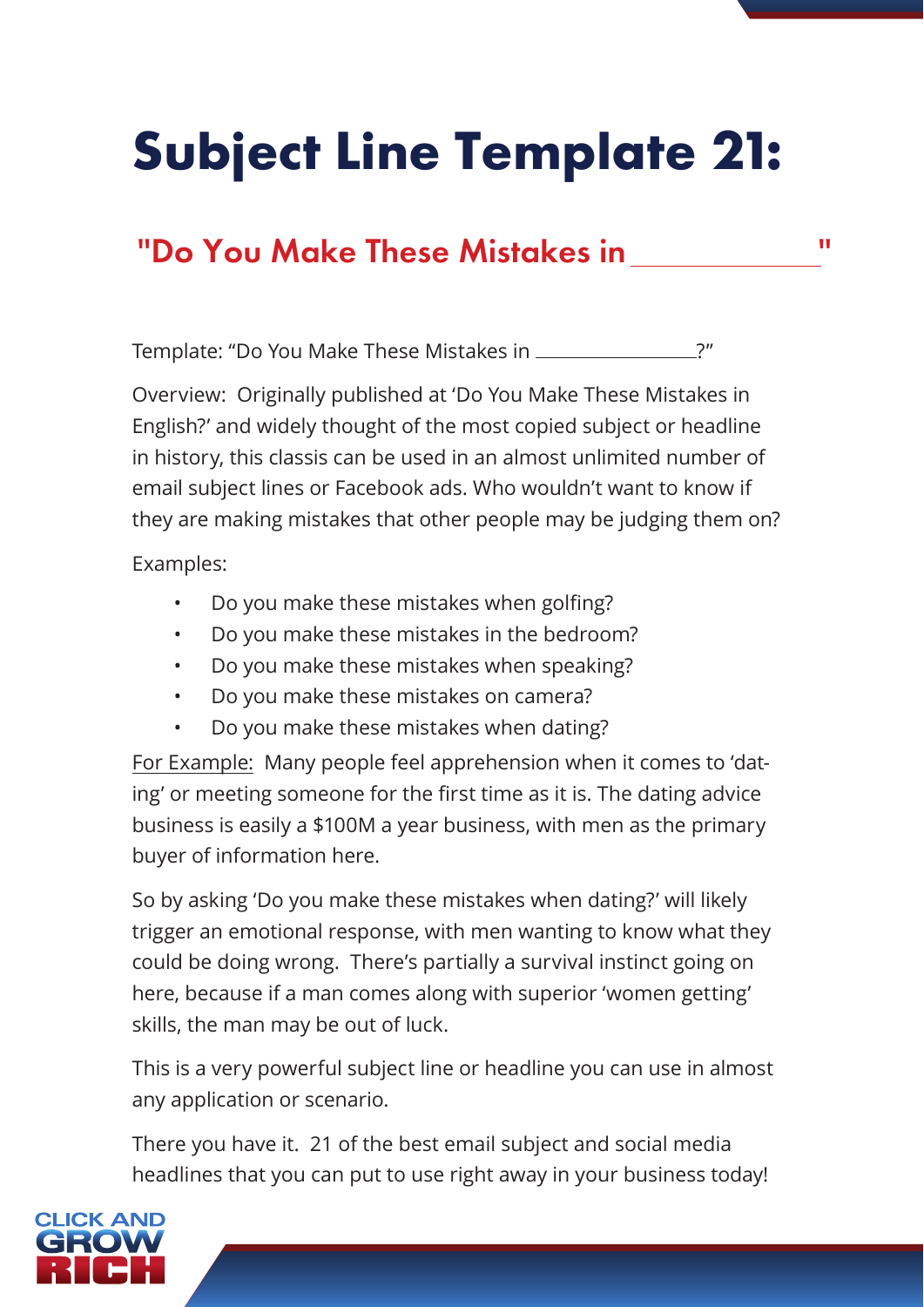# Subject Line Template 21:

## "Do You Make These Mistakes in ______________"

Template: "Do You Make These Mistakes in ______________?"

Overview: Originally published at 'Do You Make These Mistakes in English?' and widely thought of the most copied subject or headline in history, this classis can be used in an almost unlimited number of email subject lines or Facebook ads. Who wouldn't want to know if they are making mistakes that other people may be judging them on?

Examples:

- Do you make these mistakes when golfing?
- Do you make these mistakes in the bedroom?
- Do you make these mistakes when speaking?
- Do you make these mistakes on camera?
- Do you make these mistakes when dating?

<u>For Example:</u> Many people feel apprehension when it comes to 'dating' or meeting someone for the first time as it is. The dating advice business is easily a $100M a year business, with men as the primary buyer of information here.

So by asking 'Do you make these mistakes when dating?' will likely trigger an emotional response, with men wanting to know what they could be doing wrong. There's partially a survival instinct going on here, because if a man comes along with superior 'women getting' skills, the man may be out of luck.

This is a very powerful subject line or headline you can use in almost any application or scenario.

There you have it. 21 of the best email subject and social media headlines that you can put to use right away in your business today!

CLICK AND GROW RICH